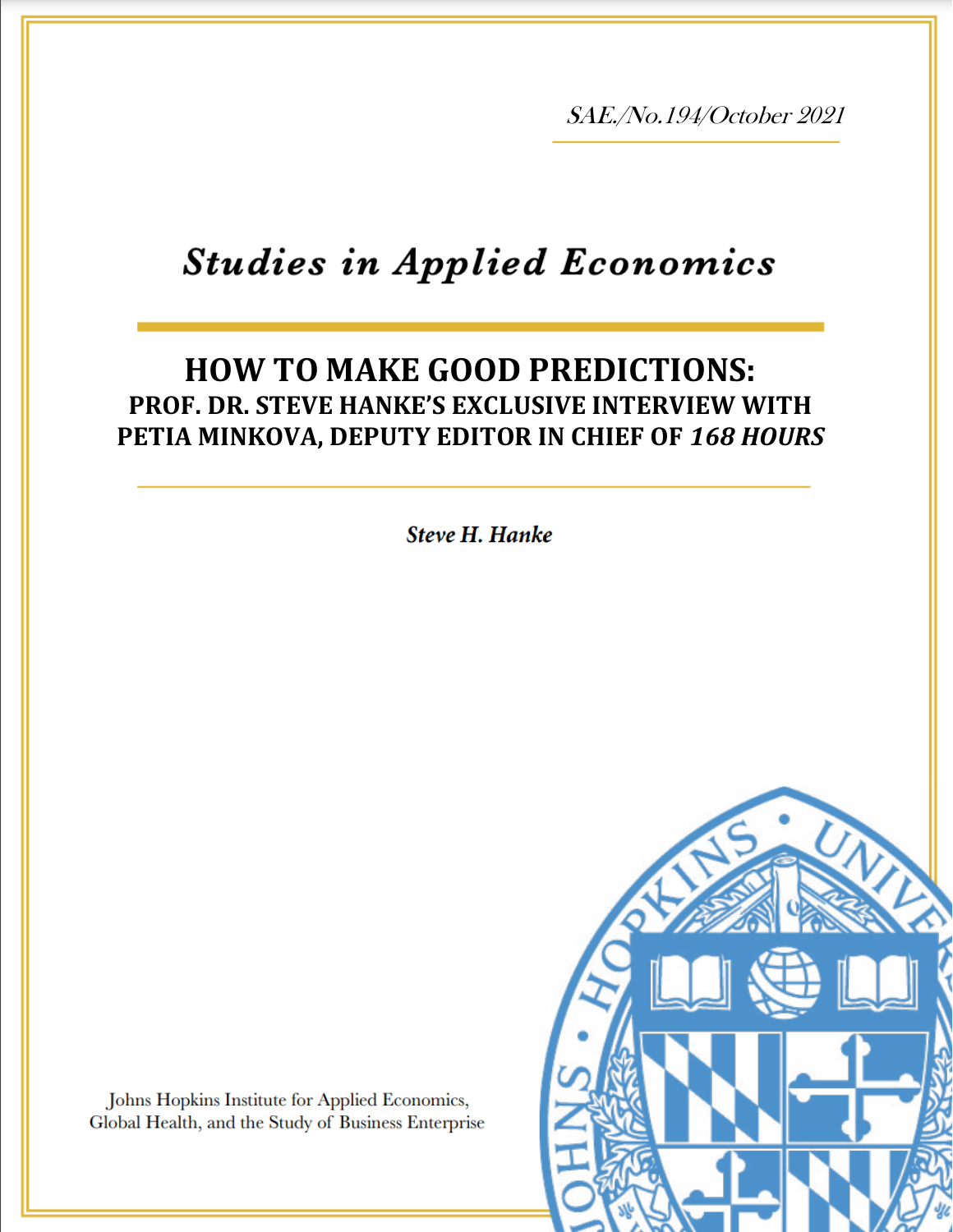*SAE./No.194/October 2021*

# *Studies in Applied Economics*

## HOW TO MAKE GOOD PREDICTIONS:
### PROF. DR. STEVE HANKE'S EXCLUSIVE INTERVIEW WITH PETIA MINKOVA, DEPUTY EDITOR IN CHIEF OF *168 HOURS*

***Steve H. Hanke***

Johns Hopkins Institute for Applied Economics, Global Health, and the Study of Business Enterprise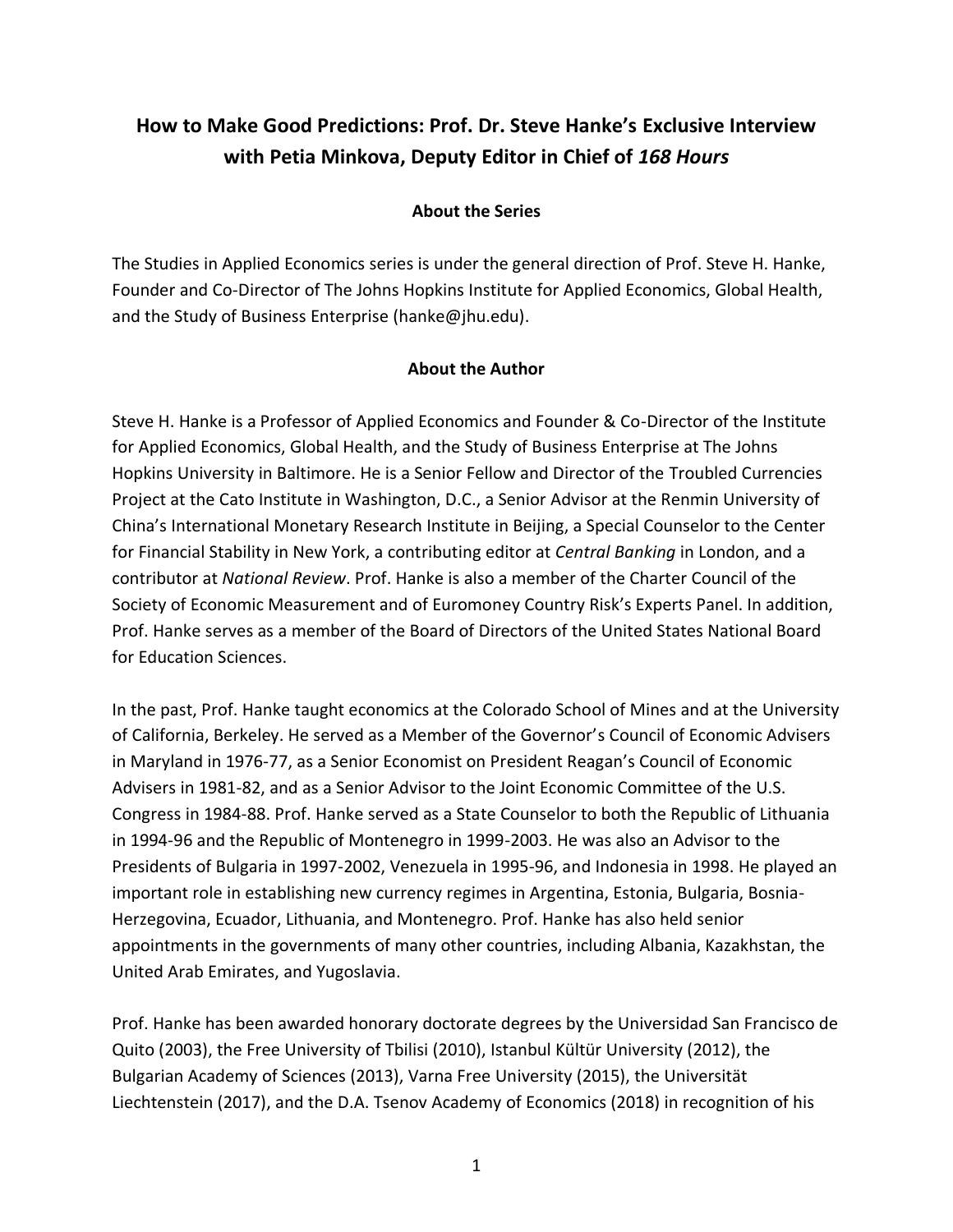# How to Make Good Predictions: Prof. Dr. Steve Hanke's Exclusive Interview with Petia Minkova, Deputy Editor in Chief of *168 Hours*

### About the Series

The Studies in Applied Economics series is under the general direction of Prof. Steve H. Hanke, Founder and Co-Director of The Johns Hopkins Institute for Applied Economics, Global Health, and the Study of Business Enterprise (hanke@jhu.edu).

### About the Author

Steve H. Hanke is a Professor of Applied Economics and Founder & Co-Director of the Institute for Applied Economics, Global Health, and the Study of Business Enterprise at The Johns Hopkins University in Baltimore. He is a Senior Fellow and Director of the Troubled Currencies Project at the Cato Institute in Washington, D.C., a Senior Advisor at the Renmin University of China's International Monetary Research Institute in Beijing, a Special Counselor to the Center for Financial Stability in New York, a contributing editor at *Central Banking* in London, and a contributor at *National Review*. Prof. Hanke is also a member of the Charter Council of the Society of Economic Measurement and of Euromoney Country Risk's Experts Panel. In addition, Prof. Hanke serves as a member of the Board of Directors of the United States National Board for Education Sciences.

In the past, Prof. Hanke taught economics at the Colorado School of Mines and at the University of California, Berkeley. He served as a Member of the Governor's Council of Economic Advisers in Maryland in 1976-77, as a Senior Economist on President Reagan's Council of Economic Advisers in 1981-82, and as a Senior Advisor to the Joint Economic Committee of the U.S. Congress in 1984-88. Prof. Hanke served as a State Counselor to both the Republic of Lithuania in 1994-96 and the Republic of Montenegro in 1999-2003. He was also an Advisor to the Presidents of Bulgaria in 1997-2002, Venezuela in 1995-96, and Indonesia in 1998. He played an important role in establishing new currency regimes in Argentina, Estonia, Bulgaria, Bosnia-Herzegovina, Ecuador, Lithuania, and Montenegro. Prof. Hanke has also held senior appointments in the governments of many other countries, including Albania, Kazakhstan, the United Arab Emirates, and Yugoslavia.

Prof. Hanke has been awarded honorary doctorate degrees by the Universidad San Francisco de Quito (2003), the Free University of Tbilisi (2010), Istanbul Kültür University (2012), the Bulgarian Academy of Sciences (2013), Varna Free University (2015), the Universität Liechtenstein (2017), and the D.A. Tsenov Academy of Economics (2018) in recognition of his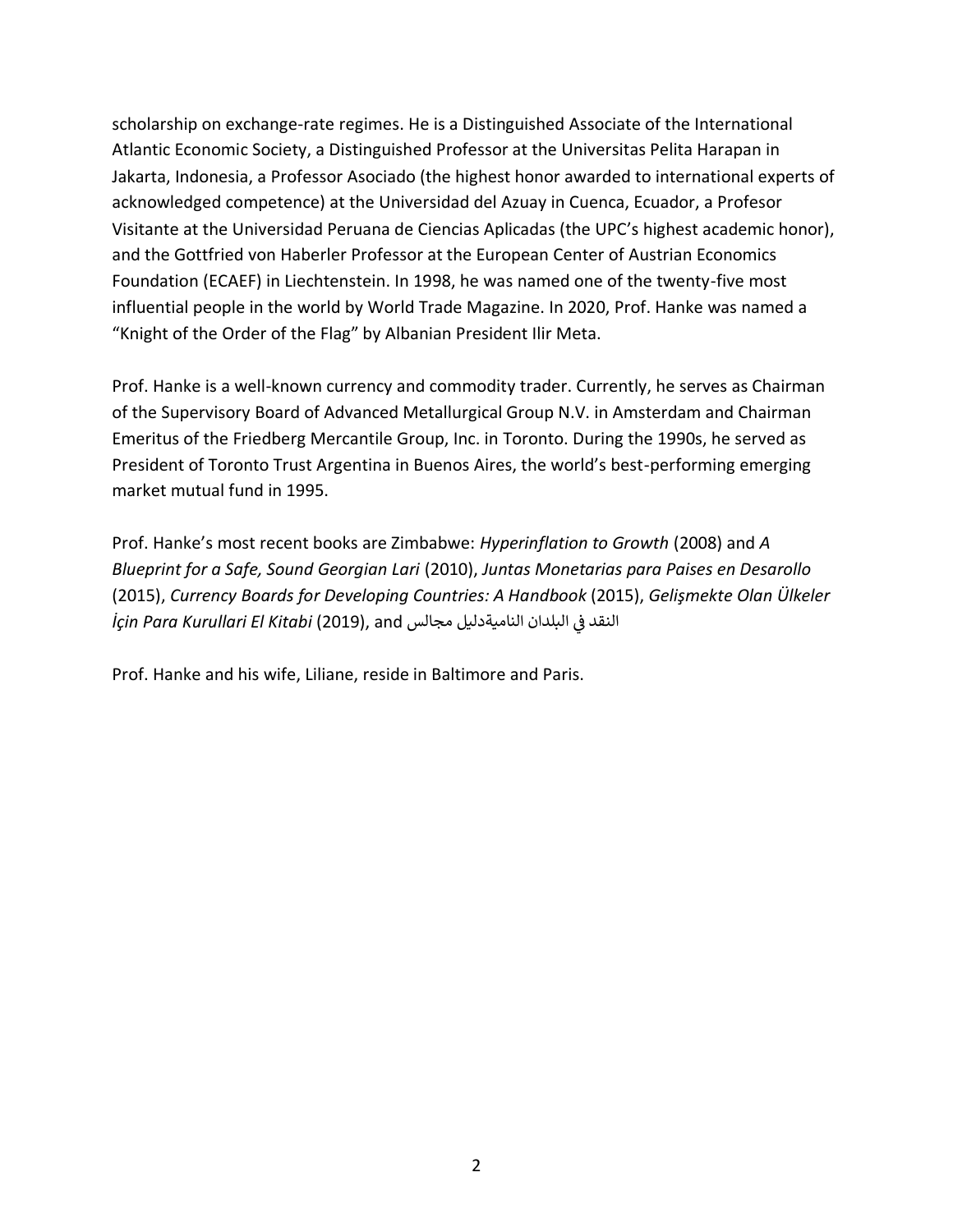scholarship on exchange-rate regimes. He is a Distinguished Associate of the International Atlantic Economic Society, a Distinguished Professor at the Universitas Pelita Harapan in Jakarta, Indonesia, a Professor Asociado (the highest honor awarded to international experts of acknowledged competence) at the Universidad del Azuay in Cuenca, Ecuador, a Profesor Visitante at the Universidad Peruana de Ciencias Aplicadas (the UPC's highest academic honor), and the Gottfried von Haberler Professor at the European Center of Austrian Economics Foundation (ECAEF) in Liechtenstein. In 1998, he was named one of the twenty-five most influential people in the world by World Trade Magazine. In 2020, Prof. Hanke was named a "Knight of the Order of the Flag" by Albanian President Ilir Meta.

Prof. Hanke is a well-known currency and commodity trader. Currently, he serves as Chairman of the Supervisory Board of Advanced Metallurgical Group N.V. in Amsterdam and Chairman Emeritus of the Friedberg Mercantile Group, Inc. in Toronto. During the 1990s, he served as President of Toronto Trust Argentina in Buenos Aires, the world's best-performing emerging market mutual fund in 1995.

Prof. Hanke's most recent books are Zimbabwe: *Hyperinflation to Growth* (2008) and *A Blueprint for a Safe, Sound Georgian Lari* (2010), *Juntas Monetarias para Paises en Desarollo* (2015), *Currency Boards for Developing Countries: A Handbook* (2015), *Gelişmekte Olan Ülkeler İçin Para Kurullari El Kitabi* (2019), and النقد في البلدان الناميةدليل مجالس

Prof. Hanke and his wife, Liliane, reside in Baltimore and Paris.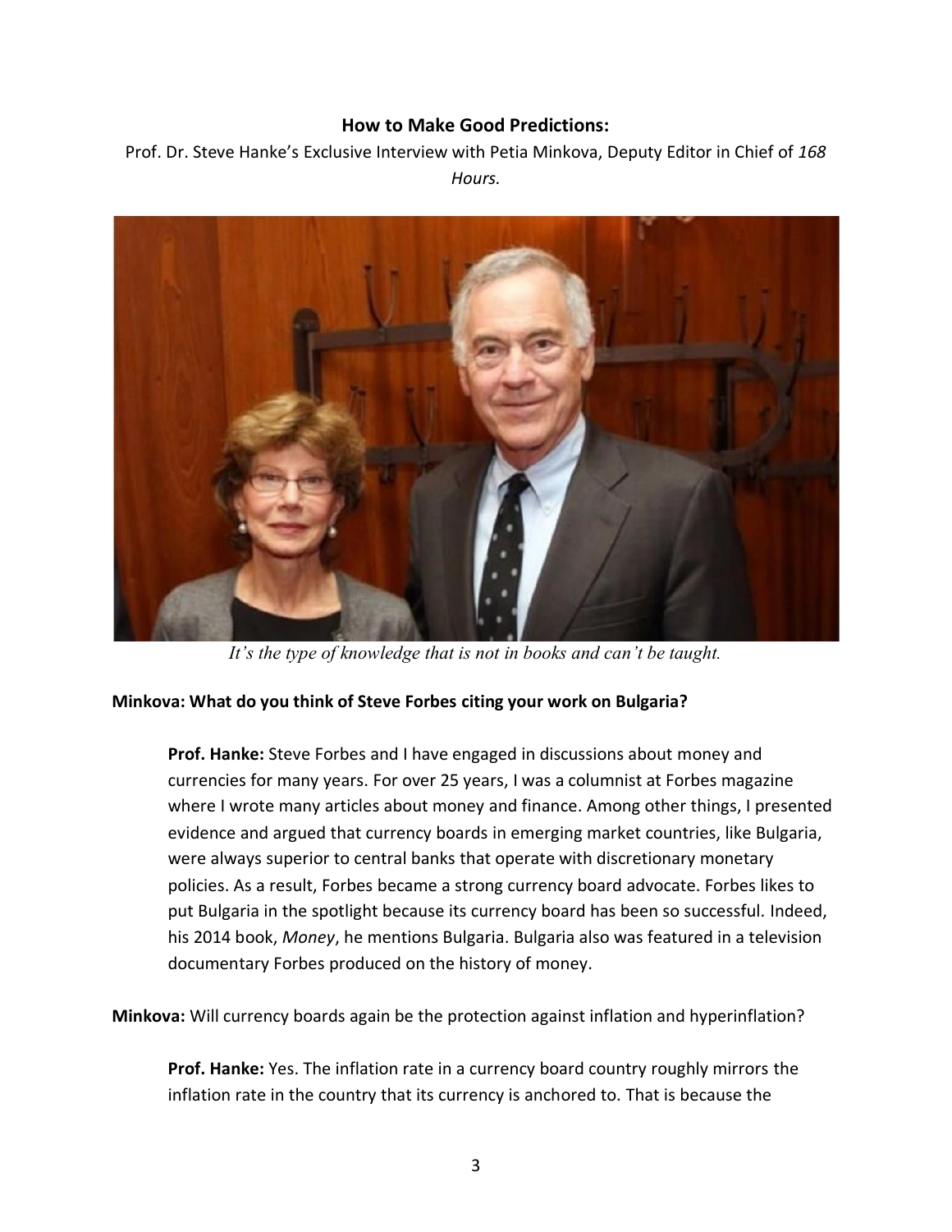# How to Make Good Predictions:

Prof. Dr. Steve Hanke's Exclusive Interview with Petia Minkova, Deputy Editor in Chief of *168 Hours.*

*It's the type of knowledge that is not in books and can't be taught.*

**Minkova: What do you think of Steve Forbes citing your work on Bulgaria?**

> **Prof. Hanke:** Steve Forbes and I have engaged in discussions about money and currencies for many years. For over 25 years, I was a columnist at Forbes magazine where I wrote many articles about money and finance. Among other things, I presented evidence and argued that currency boards in emerging market countries, like Bulgaria, were always superior to central banks that operate with discretionary monetary policies. As a result, Forbes became a strong currency board advocate. Forbes likes to put Bulgaria in the spotlight because its currency board has been so successful. Indeed, his 2014 book, *Money*, he mentions Bulgaria. Bulgaria also was featured in a television documentary Forbes produced on the history of money.

**Minkova:** Will currency boards again be the protection against inflation and hyperinflation?

> **Prof. Hanke:** Yes. The inflation rate in a currency board country roughly mirrors the inflation rate in the country that its currency is anchored to. That is because the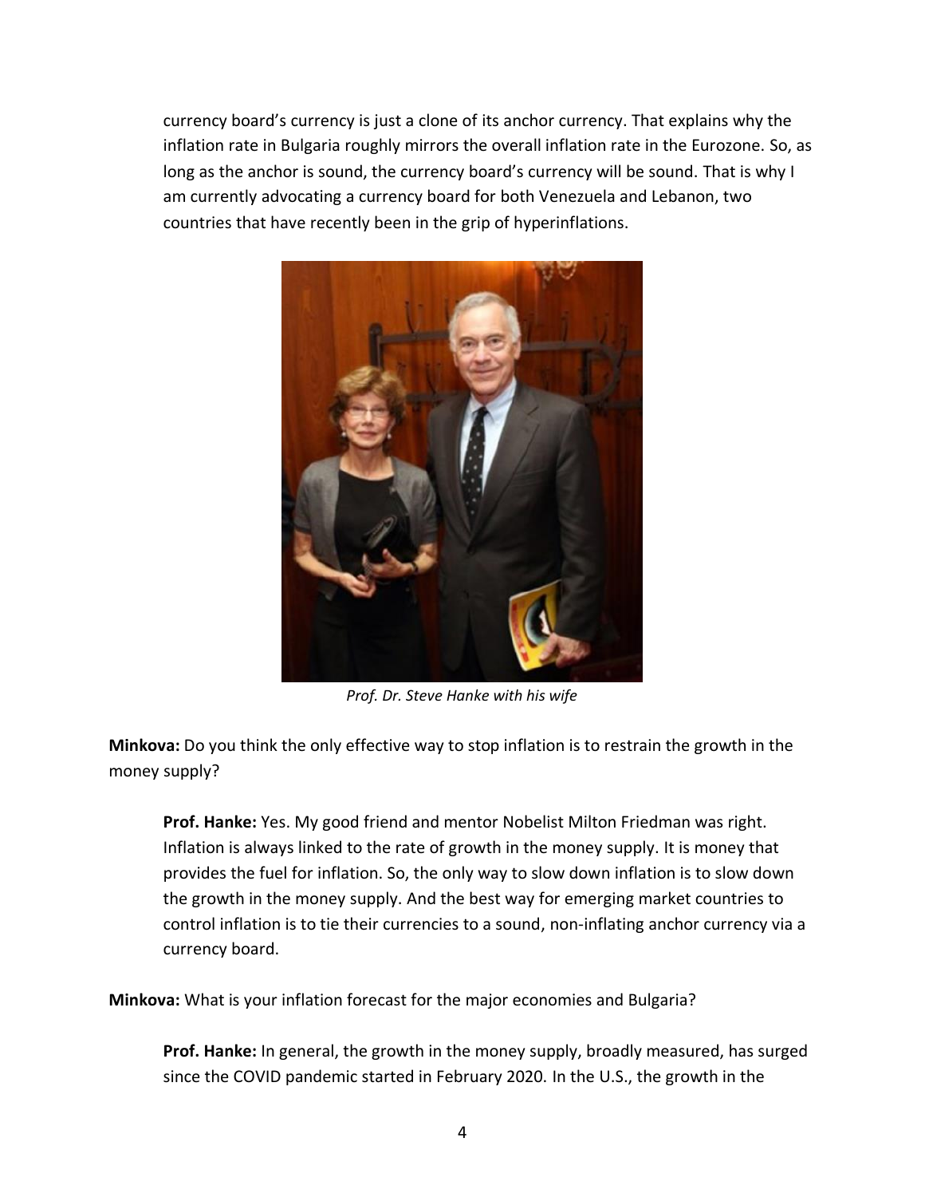currency board's currency is just a clone of its anchor currency. That explains why the inflation rate in Bulgaria roughly mirrors the overall inflation rate in the Eurozone. So, as long as the anchor is sound, the currency board's currency will be sound. That is why I am currently advocating a currency board for both Venezuela and Lebanon, two countries that have recently been in the grip of hyperinflations.

*Prof. Dr. Steve Hanke with his wife*

**Minkova:** Do you think the only effective way to stop inflation is to restrain the growth in the money supply?

**Prof. Hanke:** Yes. My good friend and mentor Nobelist Milton Friedman was right. Inflation is always linked to the rate of growth in the money supply. It is money that provides the fuel for inflation. So, the only way to slow down inflation is to slow down the growth in the money supply. And the best way for emerging market countries to control inflation is to tie their currencies to a sound, non-inflating anchor currency via a currency board.

**Minkova:** What is your inflation forecast for the major economies and Bulgaria?

**Prof. Hanke:** In general, the growth in the money supply, broadly measured, has surged since the COVID pandemic started in February 2020. In the U.S., the growth in the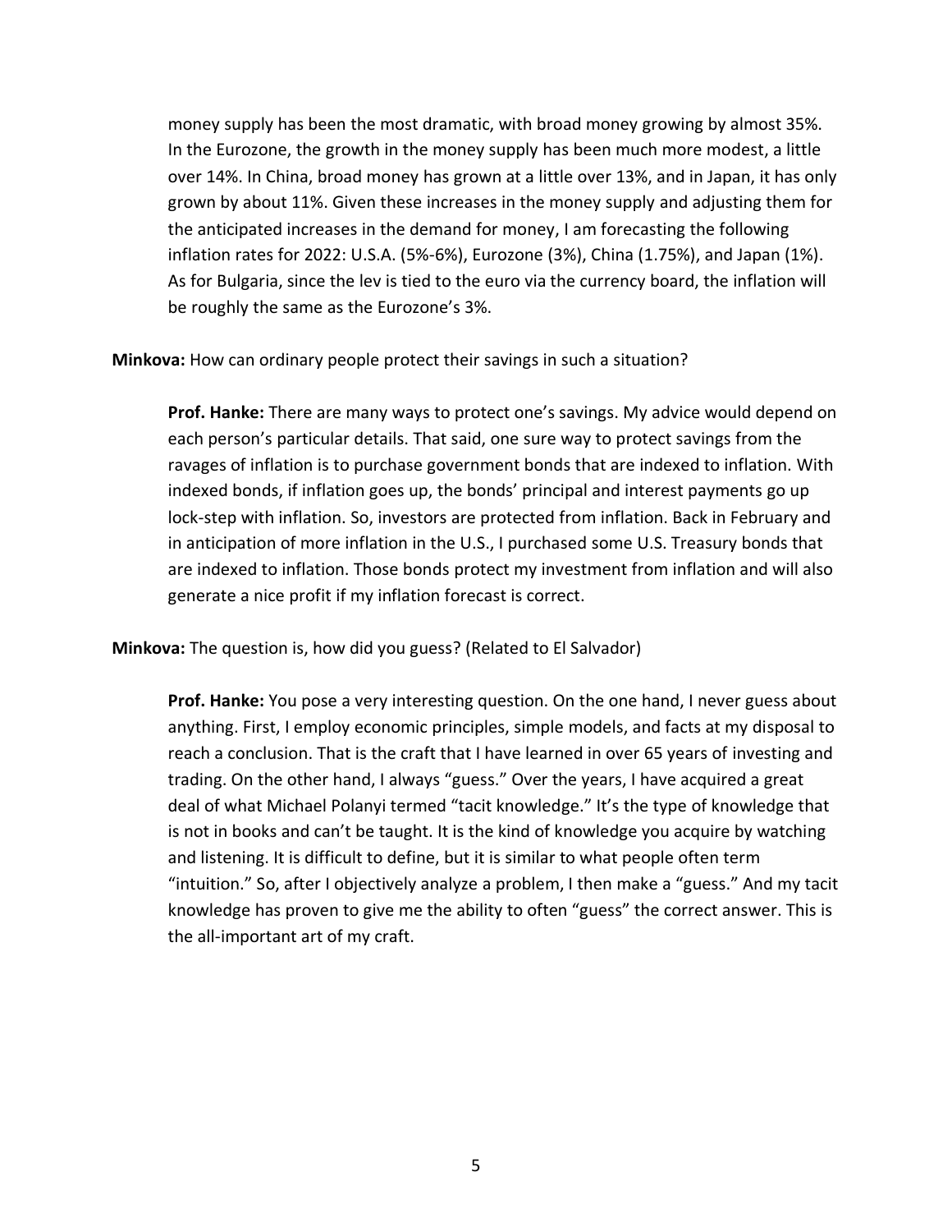money supply has been the most dramatic, with broad money growing by almost 35%. In the Eurozone, the growth in the money supply has been much more modest, a little over 14%. In China, broad money has grown at a little over 13%, and in Japan, it has only grown by about 11%. Given these increases in the money supply and adjusting them for the anticipated increases in the demand for money, I am forecasting the following inflation rates for 2022: U.S.A. (5%-6%), Eurozone (3%), China (1.75%), and Japan (1%). As for Bulgaria, since the lev is tied to the euro via the currency board, the inflation will be roughly the same as the Eurozone's 3%.

**Minkova:** How can ordinary people protect their savings in such a situation?

**Prof. Hanke:** There are many ways to protect one's savings. My advice would depend on each person's particular details. That said, one sure way to protect savings from the ravages of inflation is to purchase government bonds that are indexed to inflation. With indexed bonds, if inflation goes up, the bonds' principal and interest payments go up lock-step with inflation. So, investors are protected from inflation. Back in February and in anticipation of more inflation in the U.S., I purchased some U.S. Treasury bonds that are indexed to inflation. Those bonds protect my investment from inflation and will also generate a nice profit if my inflation forecast is correct.

**Minkova:** The question is, how did you guess? (Related to El Salvador)

**Prof. Hanke:** You pose a very interesting question. On the one hand, I never guess about anything. First, I employ economic principles, simple models, and facts at my disposal to reach a conclusion. That is the craft that I have learned in over 65 years of investing and trading. On the other hand, I always "guess." Over the years, I have acquired a great deal of what Michael Polanyi termed "tacit knowledge." It's the type of knowledge that is not in books and can't be taught. It is the kind of knowledge you acquire by watching and listening. It is difficult to define, but it is similar to what people often term "intuition." So, after I objectively analyze a problem, I then make a "guess." And my tacit knowledge has proven to give me the ability to often "guess" the correct answer. This is the all-important art of my craft.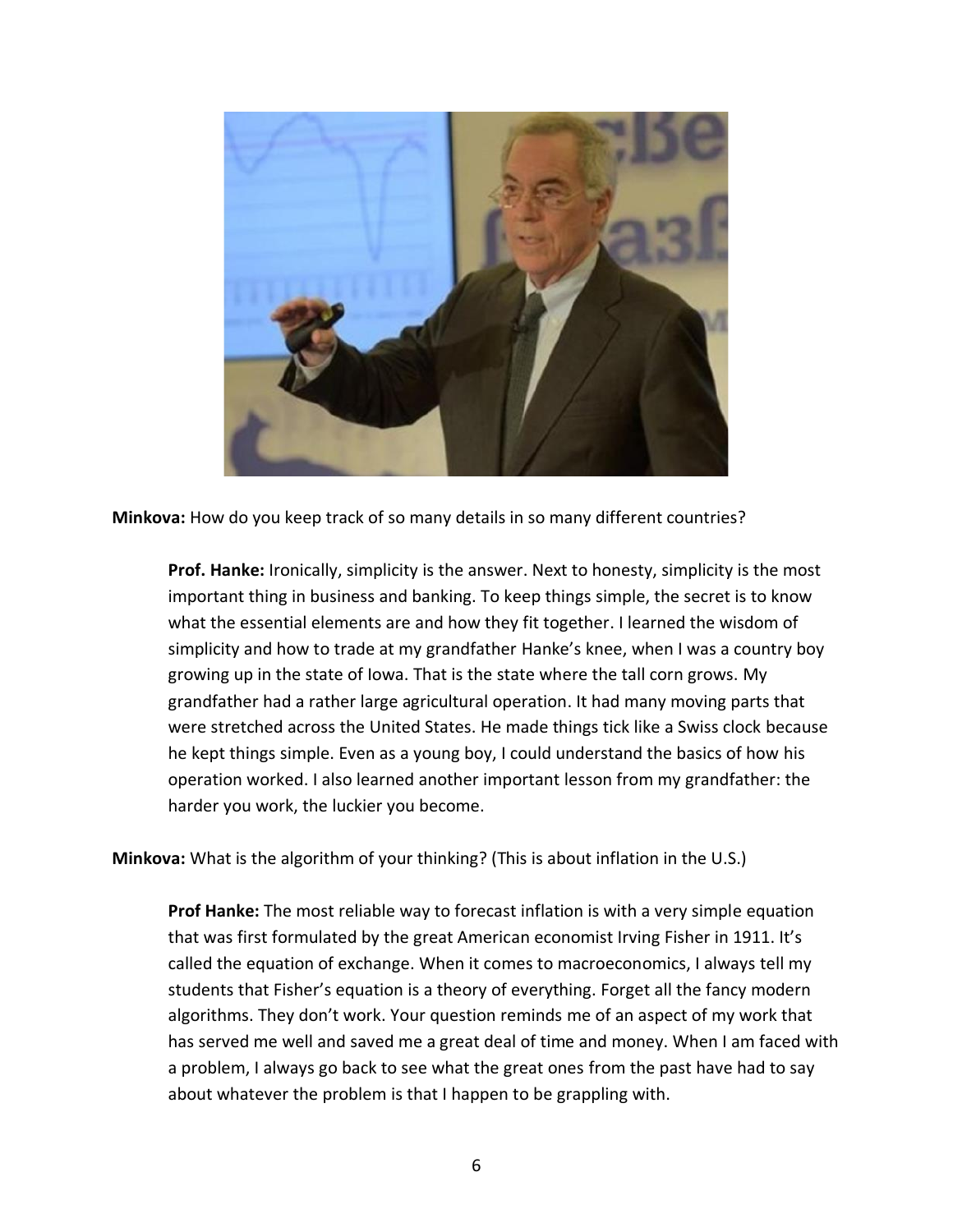**Minkova:** How do you keep track of so many details in so many different countries?

> **Prof. Hanke:** Ironically, simplicity is the answer. Next to honesty, simplicity is the most important thing in business and banking. To keep things simple, the secret is to know what the essential elements are and how they fit together. I learned the wisdom of simplicity and how to trade at my grandfather Hanke's knee, when I was a country boy growing up in the state of Iowa. That is the state where the tall corn grows. My grandfather had a rather large agricultural operation. It had many moving parts that were stretched across the United States. He made things tick like a Swiss clock because he kept things simple. Even as a young boy, I could understand the basics of how his operation worked. I also learned another important lesson from my grandfather: the harder you work, the luckier you become.

**Minkova:** What is the algorithm of your thinking? (This is about inflation in the U.S.)

> **Prof Hanke:** The most reliable way to forecast inflation is with a very simple equation that was first formulated by the great American economist Irving Fisher in 1911. It's called the equation of exchange. When it comes to macroeconomics, I always tell my students that Fisher's equation is a theory of everything. Forget all the fancy modern algorithms. They don't work. Your question reminds me of an aspect of my work that has served me well and saved me a great deal of time and money. When I am faced with a problem, I always go back to see what the great ones from the past have had to say about whatever the problem is that I happen to be grappling with.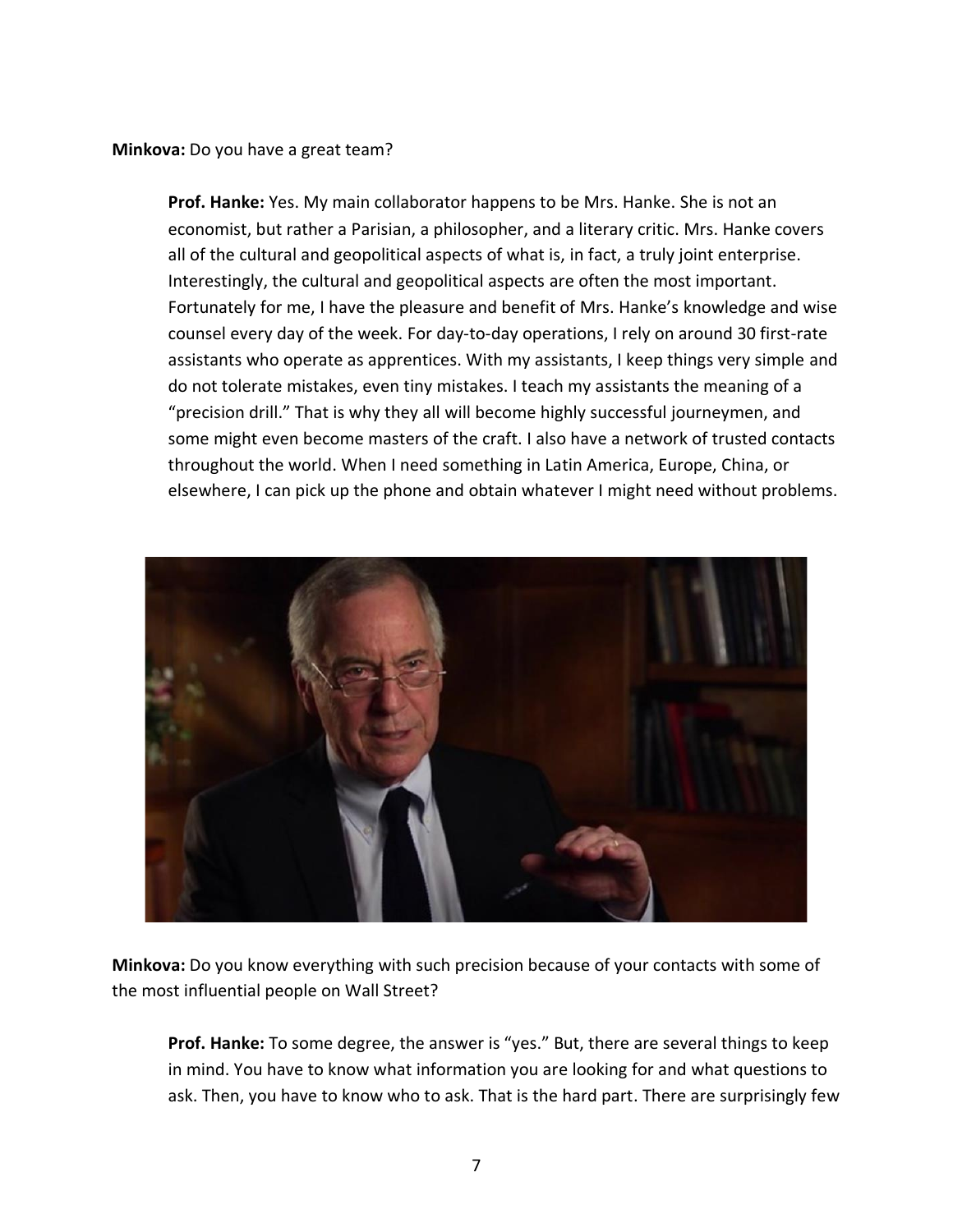**Minkova:** Do you have a great team?

**Prof. Hanke:** Yes. My main collaborator happens to be Mrs. Hanke. She is not an economist, but rather a Parisian, a philosopher, and a literary critic. Mrs. Hanke covers all of the cultural and geopolitical aspects of what is, in fact, a truly joint enterprise. Interestingly, the cultural and geopolitical aspects are often the most important. Fortunately for me, I have the pleasure and benefit of Mrs. Hanke's knowledge and wise counsel every day of the week. For day-to-day operations, I rely on around 30 first-rate assistants who operate as apprentices. With my assistants, I keep things very simple and do not tolerate mistakes, even tiny mistakes. I teach my assistants the meaning of a "precision drill." That is why they all will become highly successful journeymen, and some might even become masters of the craft. I also have a network of trusted contacts throughout the world. When I need something in Latin America, Europe, China, or elsewhere, I can pick up the phone and obtain whatever I might need without problems.

**Minkova:** Do you know everything with such precision because of your contacts with some of the most influential people on Wall Street?

**Prof. Hanke:** To some degree, the answer is "yes." But, there are several things to keep in mind. You have to know what information you are looking for and what questions to ask. Then, you have to know who to ask. That is the hard part. There are surprisingly few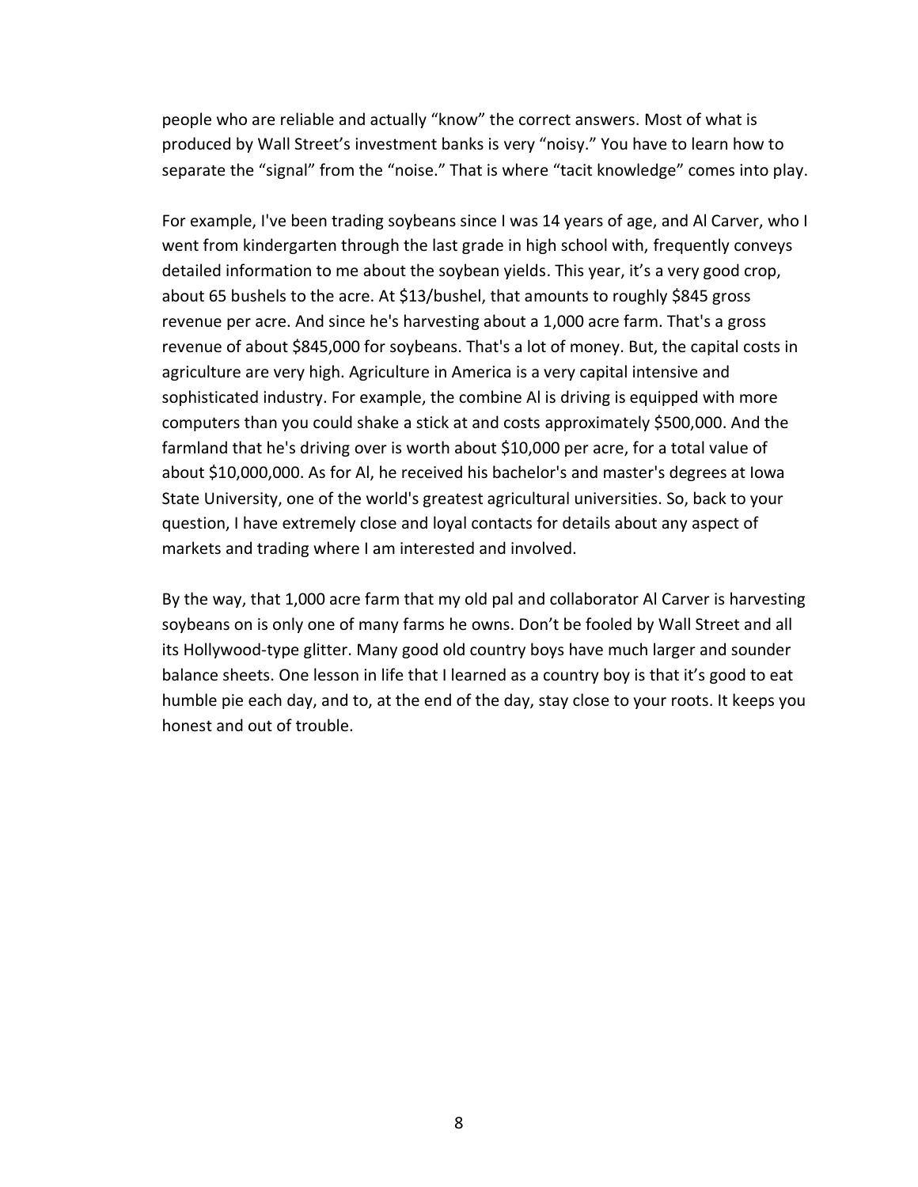people who are reliable and actually "know" the correct answers. Most of what is produced by Wall Street's investment banks is very "noisy." You have to learn how to separate the "signal" from the "noise." That is where "tacit knowledge" comes into play.

For example, I've been trading soybeans since I was 14 years of age, and Al Carver, who I went from kindergarten through the last grade in high school with, frequently conveys detailed information to me about the soybean yields. This year, it's a very good crop, about 65 bushels to the acre. At $13/bushel, that amounts to roughly $845 gross revenue per acre. And since he's harvesting about a 1,000 acre farm. That's a gross revenue of about $845,000 for soybeans. That's a lot of money. But, the capital costs in agriculture are very high. Agriculture in America is a very capital intensive and sophisticated industry. For example, the combine Al is driving is equipped with more computers than you could shake a stick at and costs approximately $500,000. And the farmland that he's driving over is worth about $10,000 per acre, for a total value of about $10,000,000. As for Al, he received his bachelor's and master's degrees at Iowa State University, one of the world's greatest agricultural universities. So, back to your question, I have extremely close and loyal contacts for details about any aspect of markets and trading where I am interested and involved.

By the way, that 1,000 acre farm that my old pal and collaborator Al Carver is harvesting soybeans on is only one of many farms he owns. Don't be fooled by Wall Street and all its Hollywood-type glitter. Many good old country boys have much larger and sounder balance sheets. One lesson in life that I learned as a country boy is that it's good to eat humble pie each day, and to, at the end of the day, stay close to your roots. It keeps you honest and out of trouble.